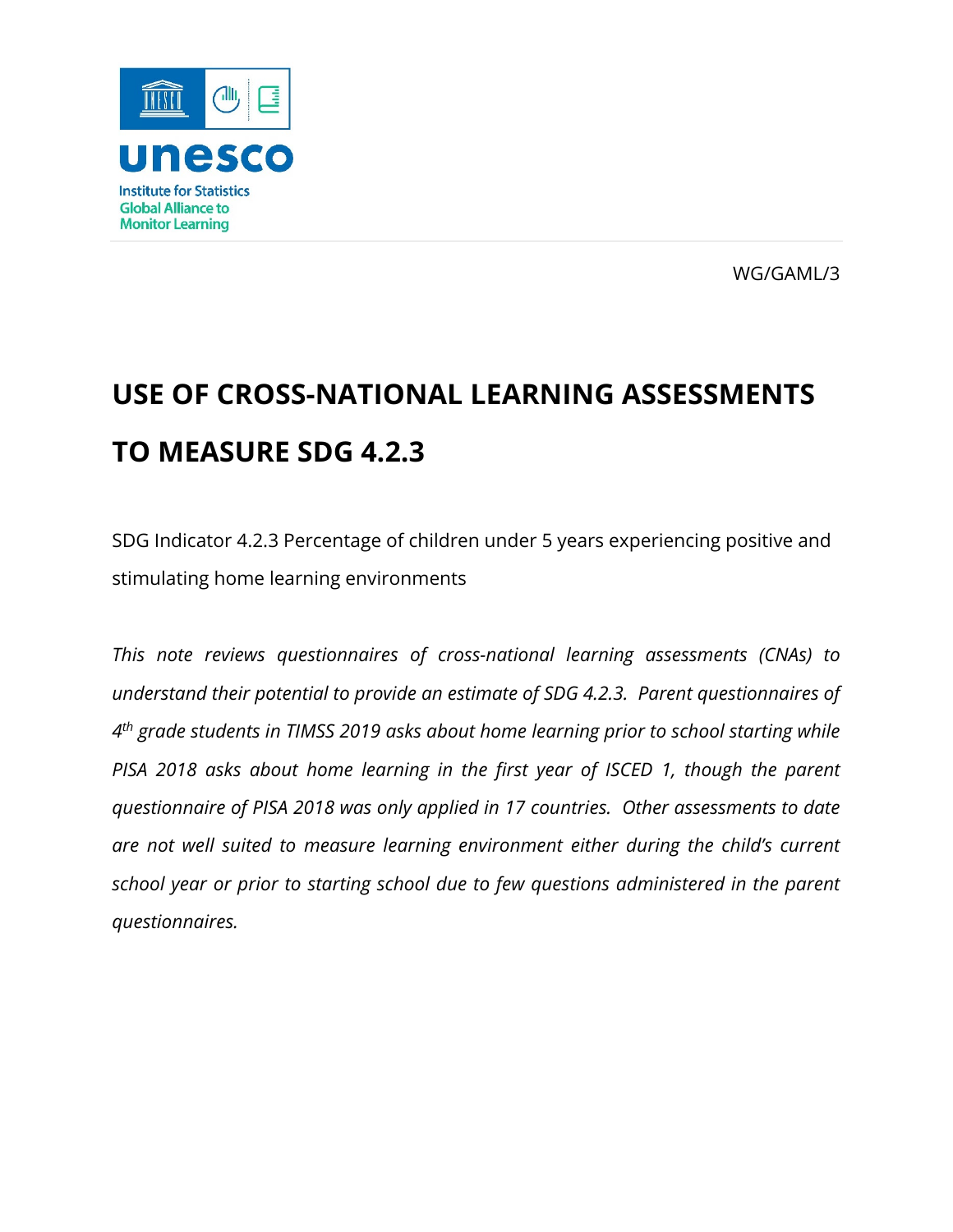unesco

Institute for Statistics
Global Alliance to
Monitor Learning

WG/GAML/3

# USE OF CROSS-NATIONAL LEARNING ASSESSMENTS TO MEASURE SDG 4.2.3

SDG Indicator 4.2.3 Percentage of children under 5 years experiencing positive and stimulating home learning environments

*This note reviews questionnaires of cross-national learning assessments (CNAs) to understand their potential to provide an estimate of SDG 4.2.3. Parent questionnaires of 4th grade students in TIMSS 2019 asks about home learning prior to school starting while PISA 2018 asks about home learning in the first year of ISCED 1, though the parent questionnaire of PISA 2018 was only applied in 17 countries. Other assessments to date are not well suited to measure learning environment either during the child's current school year or prior to starting school due to few questions administered in the parent questionnaires.*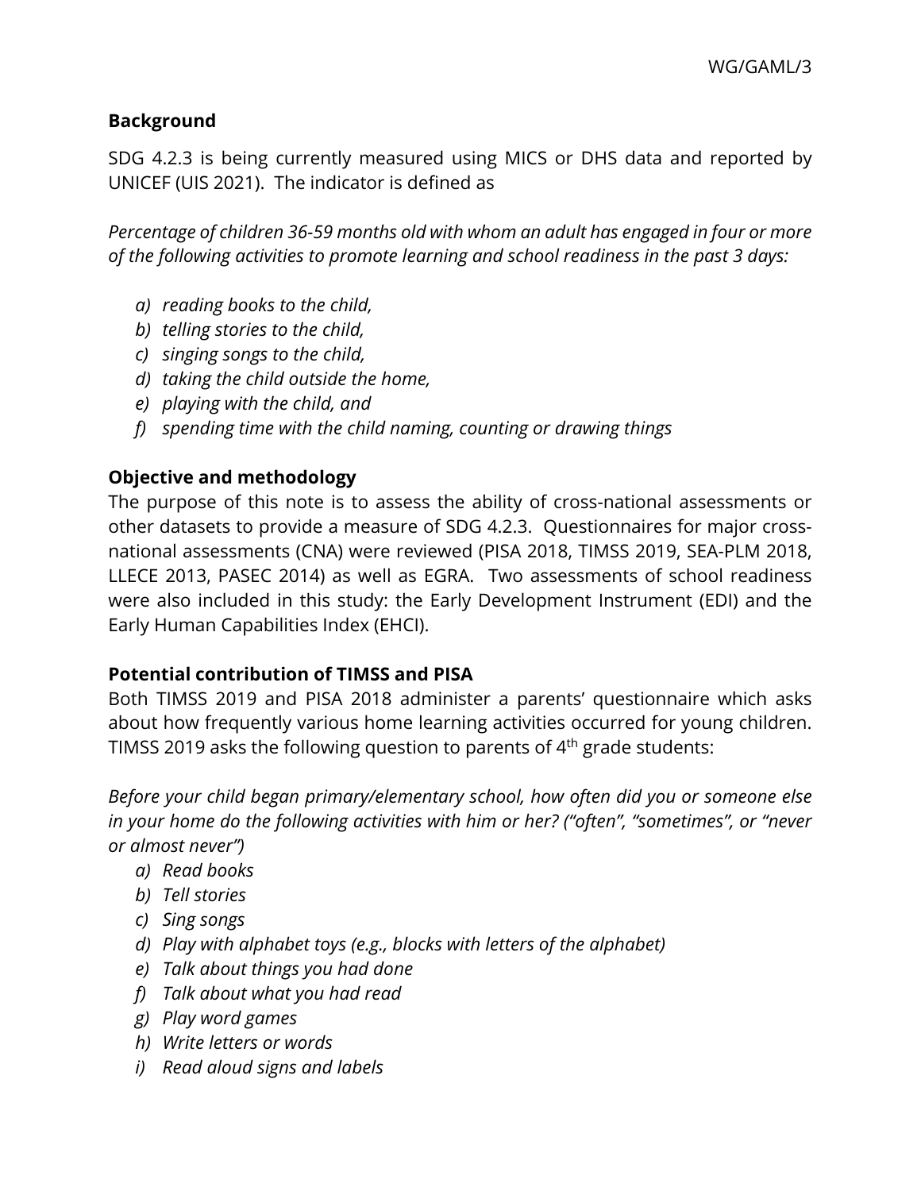## Background

SDG 4.2.3 is being currently measured using MICS or DHS data and reported by UNICEF (UIS 2021). The indicator is defined as

*Percentage of children 36-59 months old with whom an adult has engaged in four or more of the following activities to promote learning and school readiness in the past 3 days:*

- *a) reading books to the child,*
- *b) telling stories to the child,*
- *c) singing songs to the child,*
- *d) taking the child outside the home,*
- *e) playing with the child, and*
- *f) spending time with the child naming, counting or drawing things*

## Objective and methodology

The purpose of this note is to assess the ability of cross-national assessments or other datasets to provide a measure of SDG 4.2.3. Questionnaires for major cross-national assessments (CNA) were reviewed (PISA 2018, TIMSS 2019, SEA-PLM 2018, LLECE 2013, PASEC 2014) as well as EGRA. Two assessments of school readiness were also included in this study: the Early Development Instrument (EDI) and the Early Human Capabilities Index (EHCI).

## Potential contribution of TIMSS and PISA

Both TIMSS 2019 and PISA 2018 administer a parents' questionnaire which asks about how frequently various home learning activities occurred for young children. TIMSS 2019 asks the following question to parents of 4th grade students:

*Before your child began primary/elementary school, how often did you or someone else in your home do the following activities with him or her? ("often", "sometimes", or "never or almost never")*

- *a) Read books*
- *b) Tell stories*
- *c) Sing songs*
- *d) Play with alphabet toys (e.g., blocks with letters of the alphabet)*
- *e) Talk about things you had done*
- *f) Talk about what you had read*
- *g) Play word games*
- *h) Write letters or words*
- *i) Read aloud signs and labels*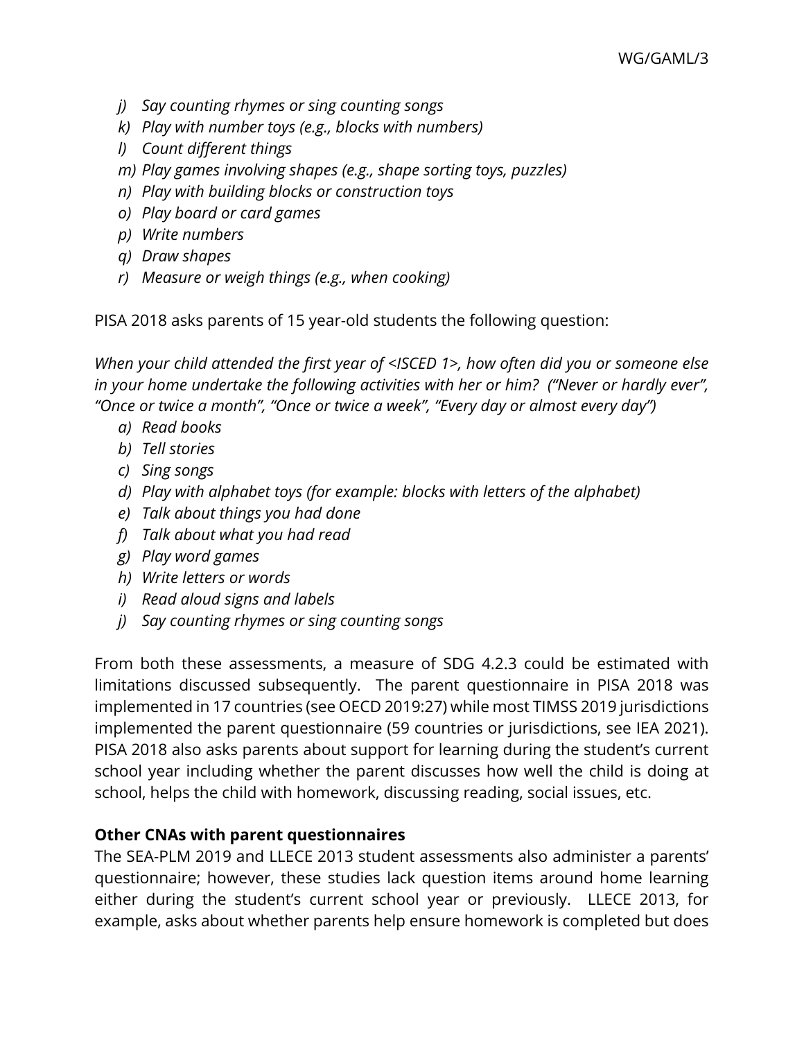- *j) Say counting rhymes or sing counting songs*
- *k) Play with number toys (e.g., blocks with numbers)*
- *l) Count different things*
- *m) Play games involving shapes (e.g., shape sorting toys, puzzles)*
- *n) Play with building blocks or construction toys*
- *o) Play board or card games*
- *p) Write numbers*
- *q) Draw shapes*
- *r) Measure or weigh things (e.g., when cooking)*

PISA 2018 asks parents of 15 year-old students the following question:

*When your child attended the first year of <ISCED 1>, how often did you or someone else in your home undertake the following activities with her or him? ("Never or hardly ever", "Once or twice a month", "Once or twice a week", "Every day or almost every day")*

- *a) Read books*
- *b) Tell stories*
- *c) Sing songs*
- *d) Play with alphabet toys (for example: blocks with letters of the alphabet)*
- *e) Talk about things you had done*
- *f) Talk about what you had read*
- *g) Play word games*
- *h) Write letters or words*
- *i) Read aloud signs and labels*
- *j) Say counting rhymes or sing counting songs*

From both these assessments, a measure of SDG 4.2.3 could be estimated with limitations discussed subsequently. The parent questionnaire in PISA 2018 was implemented in 17 countries (see OECD 2019:27) while most TIMSS 2019 jurisdictions implemented the parent questionnaire (59 countries or jurisdictions, see IEA 2021). PISA 2018 also asks parents about support for learning during the student's current school year including whether the parent discusses how well the child is doing at school, helps the child with homework, discussing reading, social issues, etc.

**Other CNAs with parent questionnaires**

The SEA-PLM 2019 and LLECE 2013 student assessments also administer a parents' questionnaire; however, these studies lack question items around home learning either during the student's current school year or previously. LLECE 2013, for example, asks about whether parents help ensure homework is completed but does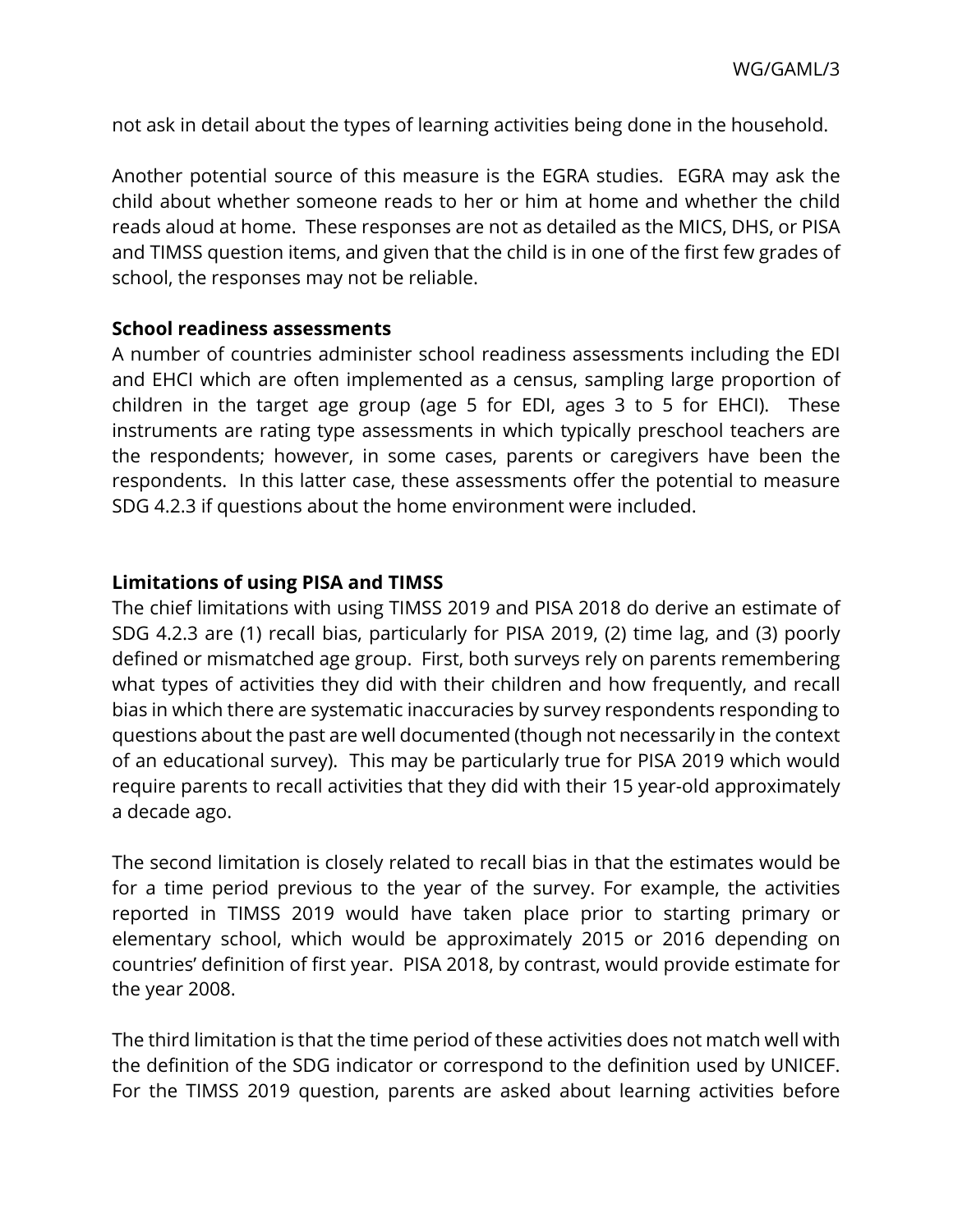not ask in detail about the types of learning activities being done in the household.

Another potential source of this measure is the EGRA studies. EGRA may ask the child about whether someone reads to her or him at home and whether the child reads aloud at home. These responses are not as detailed as the MICS, DHS, or PISA and TIMSS question items, and given that the child is in one of the first few grades of school, the responses may not be reliable.

**School readiness assessments**

A number of countries administer school readiness assessments including the EDI and EHCI which are often implemented as a census, sampling large proportion of children in the target age group (age 5 for EDI, ages 3 to 5 for EHCI). These instruments are rating type assessments in which typically preschool teachers are the respondents; however, in some cases, parents or caregivers have been the respondents. In this latter case, these assessments offer the potential to measure SDG 4.2.3 if questions about the home environment were included.

**Limitations of using PISA and TIMSS**

The chief limitations with using TIMSS 2019 and PISA 2018 do derive an estimate of SDG 4.2.3 are (1) recall bias, particularly for PISA 2019, (2) time lag, and (3) poorly defined or mismatched age group. First, both surveys rely on parents remembering what types of activities they did with their children and how frequently, and recall bias in which there are systematic inaccuracies by survey respondents responding to questions about the past are well documented (though not necessarily in the context of an educational survey). This may be particularly true for PISA 2019 which would require parents to recall activities that they did with their 15 year-old approximately a decade ago.

The second limitation is closely related to recall bias in that the estimates would be for a time period previous to the year of the survey. For example, the activities reported in TIMSS 2019 would have taken place prior to starting primary or elementary school, which would be approximately 2015 or 2016 depending on countries' definition of first year. PISA 2018, by contrast, would provide estimate for the year 2008.

The third limitation is that the time period of these activities does not match well with the definition of the SDG indicator or correspond to the definition used by UNICEF. For the TIMSS 2019 question, parents are asked about learning activities before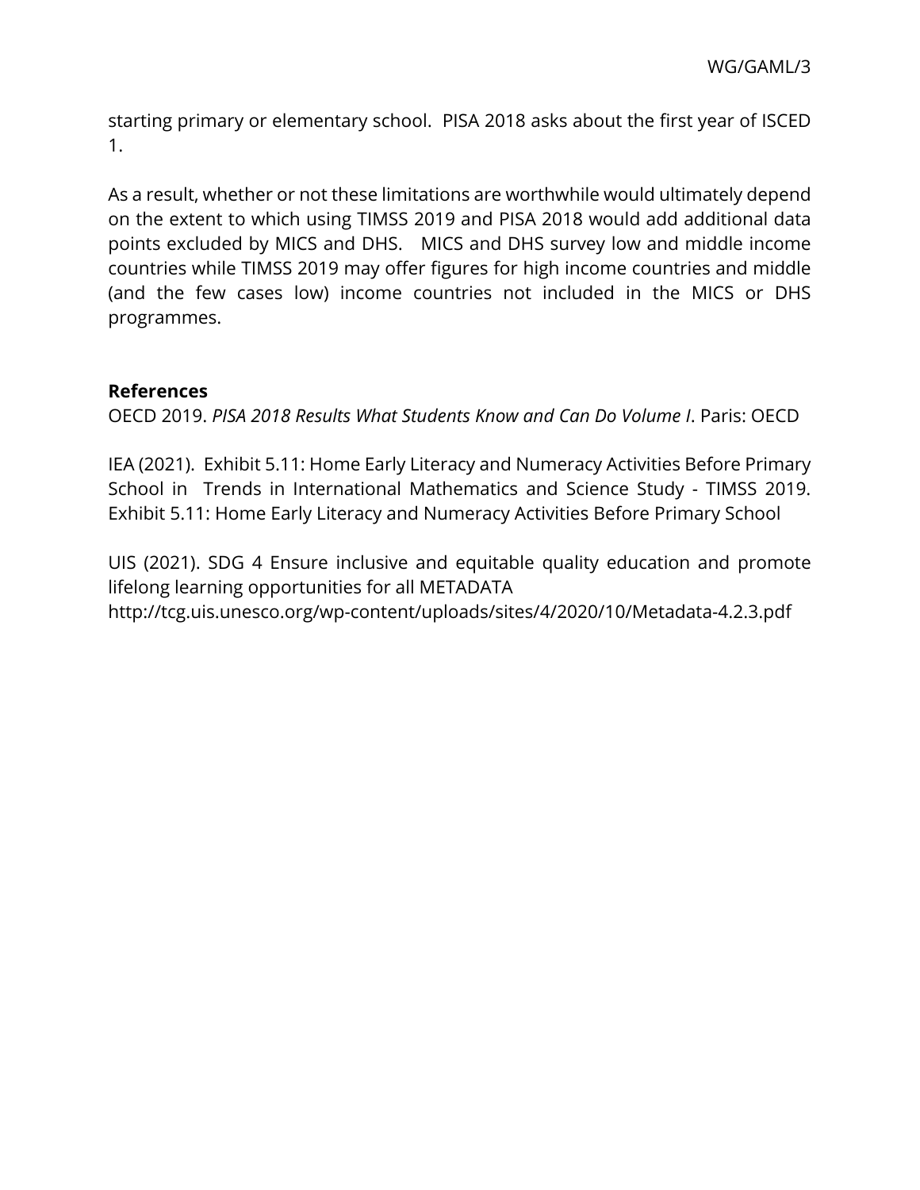starting primary or elementary school. PISA 2018 asks about the first year of ISCED 1.

As a result, whether or not these limitations are worthwhile would ultimately depend on the extent to which using TIMSS 2019 and PISA 2018 would add additional data points excluded by MICS and DHS. MICS and DHS survey low and middle income countries while TIMSS 2019 may offer figures for high income countries and middle (and the few cases low) income countries not included in the MICS or DHS programmes.

**References**

OECD 2019. *PISA 2018 Results What Students Know and Can Do Volume I*. Paris: OECD

IEA (2021). Exhibit 5.11: Home Early Literacy and Numeracy Activities Before Primary School in Trends in International Mathematics and Science Study - TIMSS 2019. Exhibit 5.11: Home Early Literacy and Numeracy Activities Before Primary School

UIS (2021). SDG 4 Ensure inclusive and equitable quality education and promote lifelong learning opportunities for all METADATA
http://tcg.uis.unesco.org/wp-content/uploads/sites/4/2020/10/Metadata-4.2.3.pdf